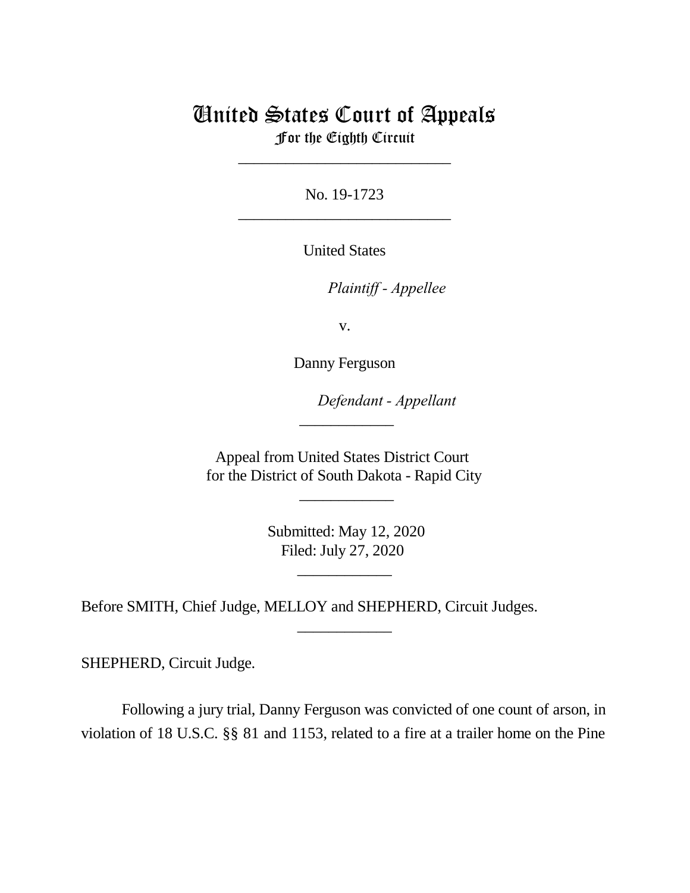# United States Court of Appeals
For the Eighth Circuit

---

No. 19-1723

---

United States

*Plaintiff - Appellee*

v.

Danny Ferguson

*Defendant - Appellant*

---

Appeal from United States District Court
for the District of South Dakota - Rapid City

---

Submitted: May 12, 2020
Filed: July 27, 2020

---

Before SMITH, Chief Judge, MELLOY and SHEPHERD, Circuit Judges.

---

SHEPHERD, Circuit Judge.

Following a jury trial, Danny Ferguson was convicted of one count of arson, in violation of 18 U.S.C. §§ 81 and 1153, related to a fire at a trailer home on the Pine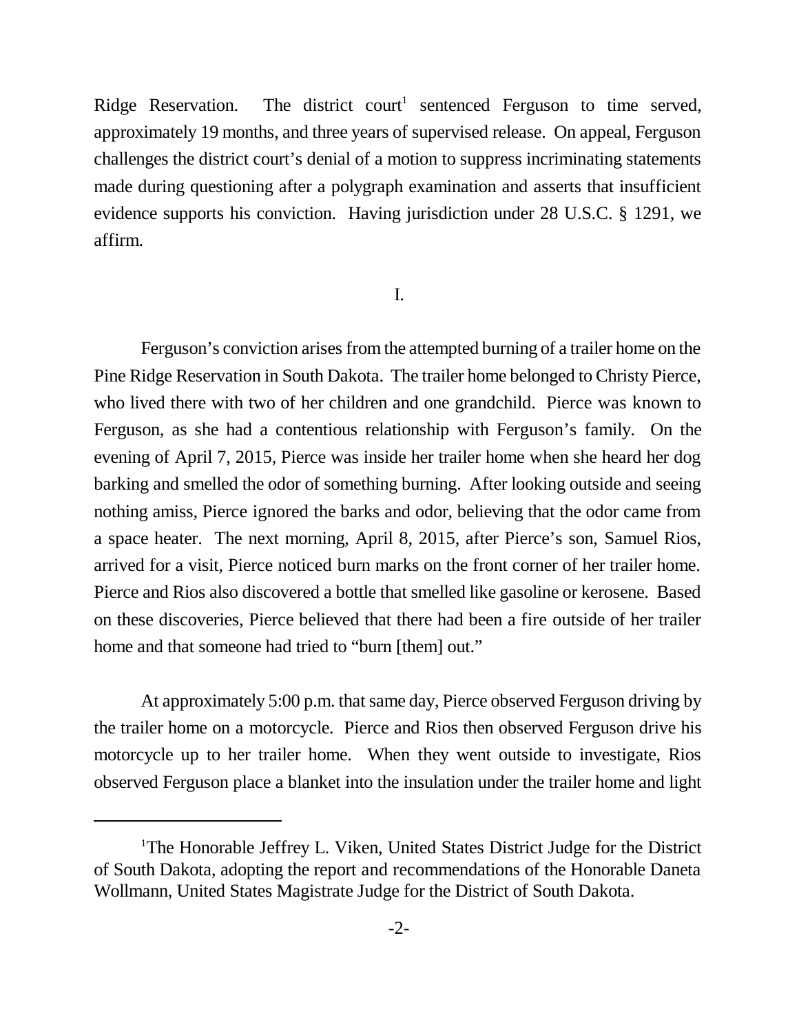Ridge Reservation. The district court[1] sentenced Ferguson to time served, approximately 19 months, and three years of supervised release. On appeal, Ferguson challenges the district court's denial of a motion to suppress incriminating statements made during questioning after a polygraph examination and asserts that insufficient evidence supports his conviction. Having jurisdiction under 28 U.S.C. § 1291, we affirm.

I.

Ferguson's conviction arises from the attempted burning of a trailer home on the Pine Ridge Reservation in South Dakota. The trailer home belonged to Christy Pierce, who lived there with two of her children and one grandchild. Pierce was known to Ferguson, as she had a contentious relationship with Ferguson's family. On the evening of April 7, 2015, Pierce was inside her trailer home when she heard her dog barking and smelled the odor of something burning. After looking outside and seeing nothing amiss, Pierce ignored the barks and odor, believing that the odor came from a space heater. The next morning, April 8, 2015, after Pierce's son, Samuel Rios, arrived for a visit, Pierce noticed burn marks on the front corner of her trailer home. Pierce and Rios also discovered a bottle that smelled like gasoline or kerosene. Based on these discoveries, Pierce believed that there had been a fire outside of her trailer home and that someone had tried to "burn [them] out."

At approximately 5:00 p.m. that same day, Pierce observed Ferguson driving by the trailer home on a motorcycle. Pierce and Rios then observed Ferguson drive his motorcycle up to her trailer home. When they went outside to investigate, Rios observed Ferguson place a blanket into the insulation under the trailer home and light

[1] The Honorable Jeffrey L. Viken, United States District Judge for the District of South Dakota, adopting the report and recommendations of the Honorable Daneta Wollmann, United States Magistrate Judge for the District of South Dakota.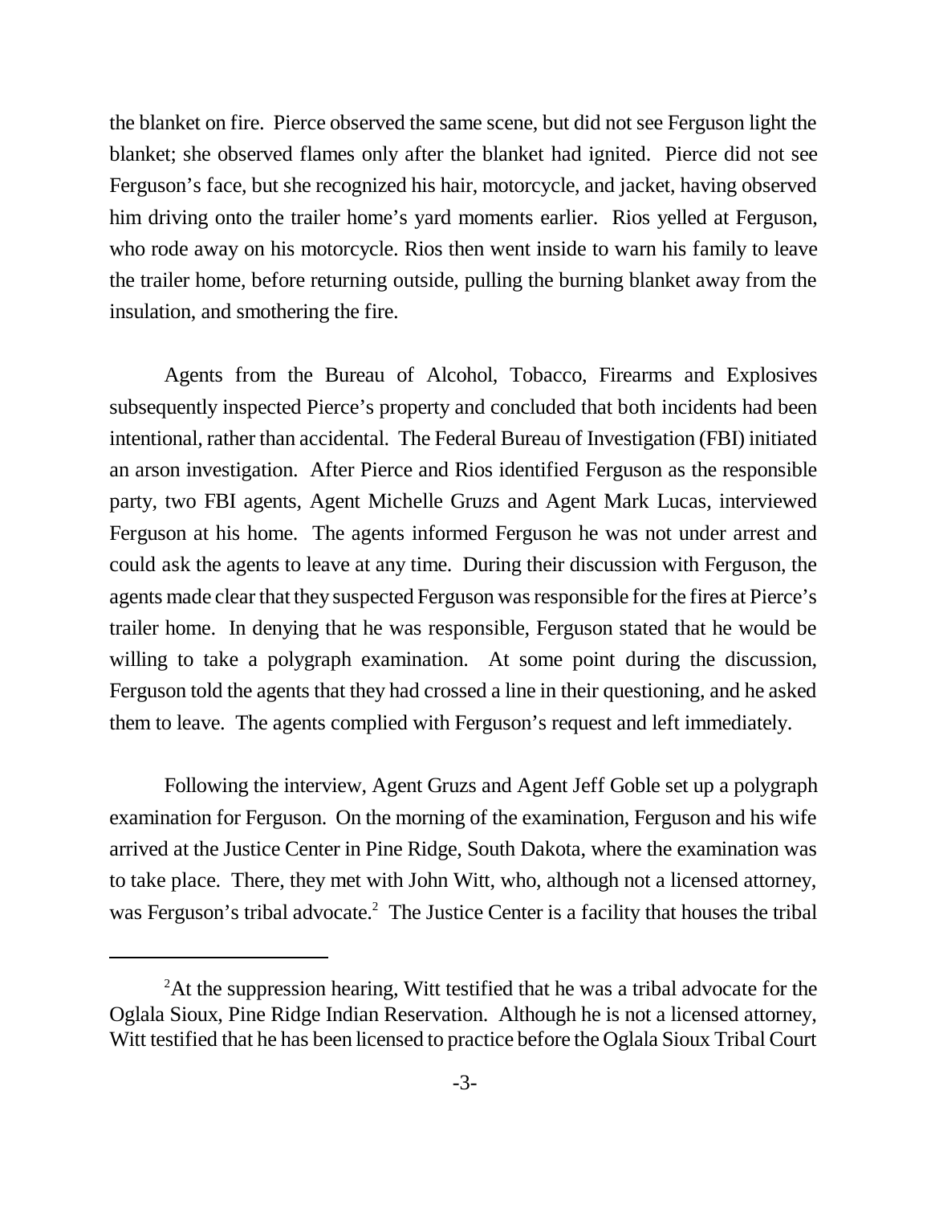the blanket on fire. Pierce observed the same scene, but did not see Ferguson light the blanket; she observed flames only after the blanket had ignited. Pierce did not see Ferguson's face, but she recognized his hair, motorcycle, and jacket, having observed him driving onto the trailer home's yard moments earlier. Rios yelled at Ferguson, who rode away on his motorcycle. Rios then went inside to warn his family to leave the trailer home, before returning outside, pulling the burning blanket away from the insulation, and smothering the fire.

Agents from the Bureau of Alcohol, Tobacco, Firearms and Explosives subsequently inspected Pierce's property and concluded that both incidents had been intentional, rather than accidental. The Federal Bureau of Investigation (FBI) initiated an arson investigation. After Pierce and Rios identified Ferguson as the responsible party, two FBI agents, Agent Michelle Gruzs and Agent Mark Lucas, interviewed Ferguson at his home. The agents informed Ferguson he was not under arrest and could ask the agents to leave at any time. During their discussion with Ferguson, the agents made clear that they suspected Ferguson was responsible for the fires at Pierce's trailer home. In denying that he was responsible, Ferguson stated that he would be willing to take a polygraph examination. At some point during the discussion, Ferguson told the agents that they had crossed a line in their questioning, and he asked them to leave. The agents complied with Ferguson's request and left immediately.

Following the interview, Agent Gruzs and Agent Jeff Goble set up a polygraph examination for Ferguson. On the morning of the examination, Ferguson and his wife arrived at the Justice Center in Pine Ridge, South Dakota, where the examination was to take place. There, they met with John Witt, who, although not a licensed attorney, was Ferguson's tribal advocate.[2] The Justice Center is a facility that houses the tribal

[2] At the suppression hearing, Witt testified that he was a tribal advocate for the Oglala Sioux, Pine Ridge Indian Reservation. Although he is not a licensed attorney, Witt testified that he has been licensed to practice before the Oglala Sioux Tribal Court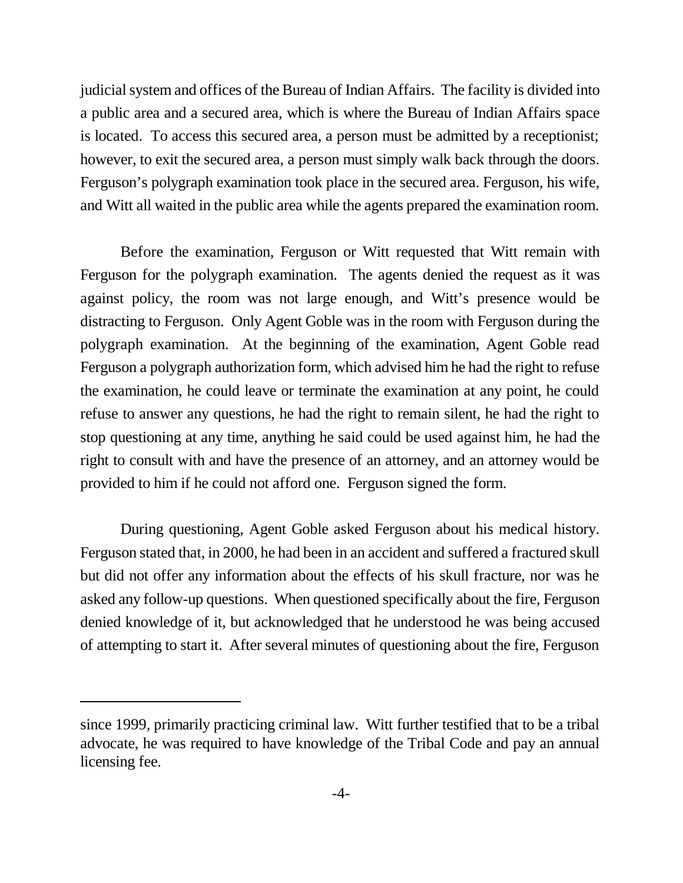judicial system and offices of the Bureau of Indian Affairs. The facility is divided into a public area and a secured area, which is where the Bureau of Indian Affairs space is located. To access this secured area, a person must be admitted by a receptionist; however, to exit the secured area, a person must simply walk back through the doors. Ferguson's polygraph examination took place in the secured area. Ferguson, his wife, and Witt all waited in the public area while the agents prepared the examination room.

Before the examination, Ferguson or Witt requested that Witt remain with Ferguson for the polygraph examination. The agents denied the request as it was against policy, the room was not large enough, and Witt's presence would be distracting to Ferguson. Only Agent Goble was in the room with Ferguson during the polygraph examination. At the beginning of the examination, Agent Goble read Ferguson a polygraph authorization form, which advised him he had the right to refuse the examination, he could leave or terminate the examination at any point, he could refuse to answer any questions, he had the right to remain silent, he had the right to stop questioning at any time, anything he said could be used against him, he had the right to consult with and have the presence of an attorney, and an attorney would be provided to him if he could not afford one. Ferguson signed the form.

During questioning, Agent Goble asked Ferguson about his medical history. Ferguson stated that, in 2000, he had been in an accident and suffered a fractured skull but did not offer any information about the effects of his skull fracture, nor was he asked any follow-up questions. When questioned specifically about the fire, Ferguson denied knowledge of it, but acknowledged that he understood he was being accused of attempting to start it. After several minutes of questioning about the fire, Ferguson

---

since 1999, primarily practicing criminal law. Witt further testified that to be a tribal advocate, he was required to have knowledge of the Tribal Code and pay an annual licensing fee.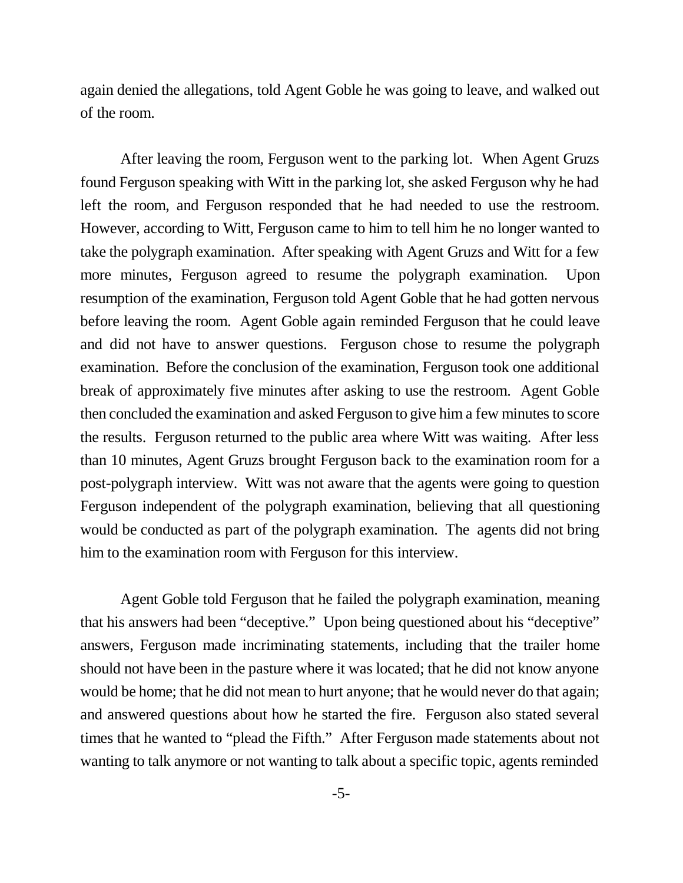again denied the allegations, told Agent Goble he was going to leave, and walked out of the room.

After leaving the room, Ferguson went to the parking lot. When Agent Gruzs found Ferguson speaking with Witt in the parking lot, she asked Ferguson why he had left the room, and Ferguson responded that he had needed to use the restroom. However, according to Witt, Ferguson came to him to tell him he no longer wanted to take the polygraph examination. After speaking with Agent Gruzs and Witt for a few more minutes, Ferguson agreed to resume the polygraph examination. Upon resumption of the examination, Ferguson told Agent Goble that he had gotten nervous before leaving the room. Agent Goble again reminded Ferguson that he could leave and did not have to answer questions. Ferguson chose to resume the polygraph examination. Before the conclusion of the examination, Ferguson took one additional break of approximately five minutes after asking to use the restroom. Agent Goble then concluded the examination and asked Ferguson to give him a few minutes to score the results. Ferguson returned to the public area where Witt was waiting. After less than 10 minutes, Agent Gruzs brought Ferguson back to the examination room for a post-polygraph interview. Witt was not aware that the agents were going to question Ferguson independent of the polygraph examination, believing that all questioning would be conducted as part of the polygraph examination. The agents did not bring him to the examination room with Ferguson for this interview.

Agent Goble told Ferguson that he failed the polygraph examination, meaning that his answers had been "deceptive." Upon being questioned about his "deceptive" answers, Ferguson made incriminating statements, including that the trailer home should not have been in the pasture where it was located; that he did not know anyone would be home; that he did not mean to hurt anyone; that he would never do that again; and answered questions about how he started the fire. Ferguson also stated several times that he wanted to "plead the Fifth." After Ferguson made statements about not wanting to talk anymore or not wanting to talk about a specific topic, agents reminded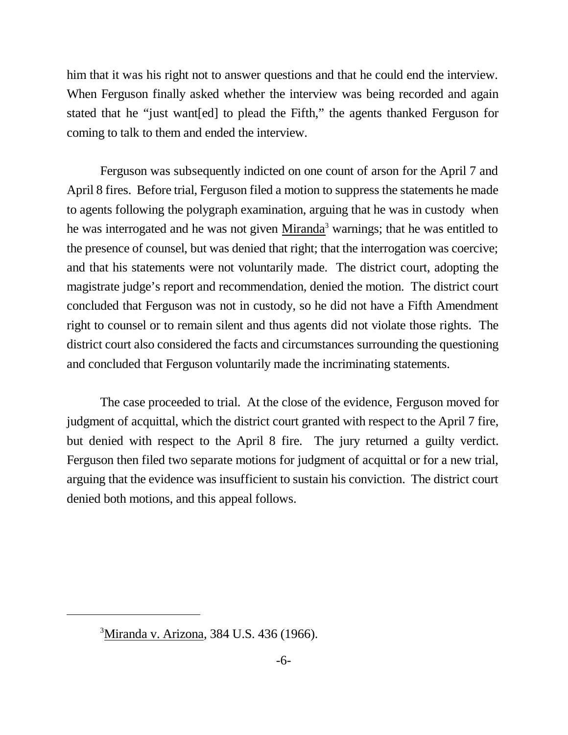him that it was his right not to answer questions and that he could end the interview. When Ferguson finally asked whether the interview was being recorded and again stated that he "just want[ed] to plead the Fifth," the agents thanked Ferguson for coming to talk to them and ended the interview.

Ferguson was subsequently indicted on one count of arson for the April 7 and April 8 fires. Before trial, Ferguson filed a motion to suppress the statements he made to agents following the polygraph examination, arguing that he was in custody when he was interrogated and he was not given Miranda[3] warnings; that he was entitled to the presence of counsel, but was denied that right; that the interrogation was coercive; and that his statements were not voluntarily made. The district court, adopting the magistrate judge's report and recommendation, denied the motion. The district court concluded that Ferguson was not in custody, so he did not have a Fifth Amendment right to counsel or to remain silent and thus agents did not violate those rights. The district court also considered the facts and circumstances surrounding the questioning and concluded that Ferguson voluntarily made the incriminating statements.

The case proceeded to trial. At the close of the evidence, Ferguson moved for judgment of acquittal, which the district court granted with respect to the April 7 fire, but denied with respect to the April 8 fire. The jury returned a guilty verdict. Ferguson then filed two separate motions for judgment of acquittal or for a new trial, arguing that the evidence was insufficient to sustain his conviction. The district court denied both motions, and this appeal follows.

---

[3] Miranda v. Arizona, 384 U.S. 436 (1966).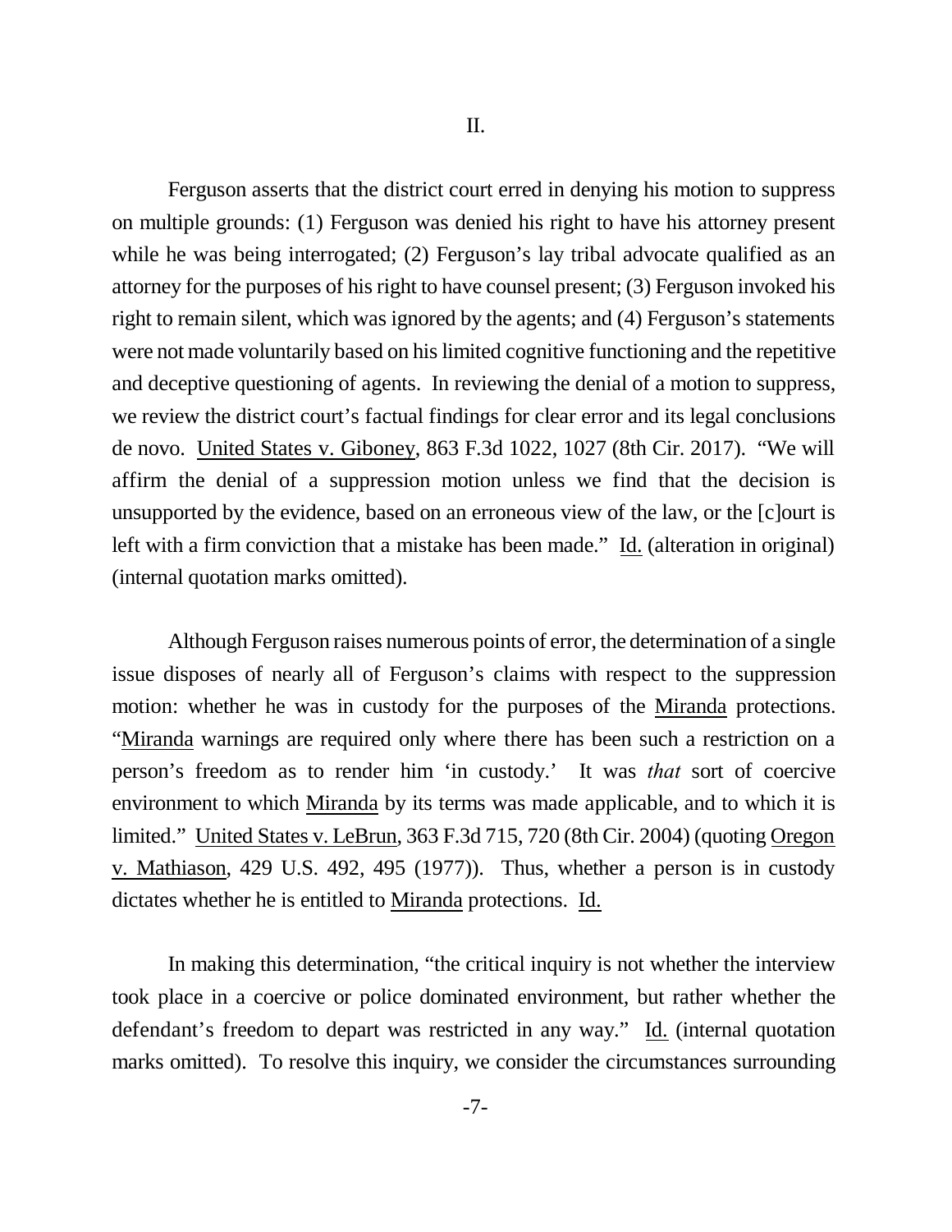## II.

Ferguson asserts that the district court erred in denying his motion to suppress on multiple grounds: (1) Ferguson was denied his right to have his attorney present while he was being interrogated; (2) Ferguson's lay tribal advocate qualified as an attorney for the purposes of his right to have counsel present; (3) Ferguson invoked his right to remain silent, which was ignored by the agents; and (4) Ferguson's statements were not made voluntarily based on his limited cognitive functioning and the repetitive and deceptive questioning of agents. In reviewing the denial of a motion to suppress, we review the district court's factual findings for clear error and its legal conclusions de novo. United States v. Giboney, 863 F.3d 1022, 1027 (8th Cir. 2017). "We will affirm the denial of a suppression motion unless we find that the decision is unsupported by the evidence, based on an erroneous view of the law, or the [c]ourt is left with a firm conviction that a mistake has been made." Id. (alteration in original) (internal quotation marks omitted).

Although Ferguson raises numerous points of error, the determination of a single issue disposes of nearly all of Ferguson's claims with respect to the suppression motion: whether he was in custody for the purposes of the Miranda protections. "Miranda warnings are required only where there has been such a restriction on a person's freedom as to render him 'in custody.' It was *that* sort of coercive environment to which Miranda by its terms was made applicable, and to which it is limited." United States v. LeBrun, 363 F.3d 715, 720 (8th Cir. 2004) (quoting Oregon v. Mathiason, 429 U.S. 492, 495 (1977)). Thus, whether a person is in custody dictates whether he is entitled to Miranda protections. Id.

In making this determination, "the critical inquiry is not whether the interview took place in a coercive or police dominated environment, but rather whether the defendant's freedom to depart was restricted in any way." Id. (internal quotation marks omitted). To resolve this inquiry, we consider the circumstances surrounding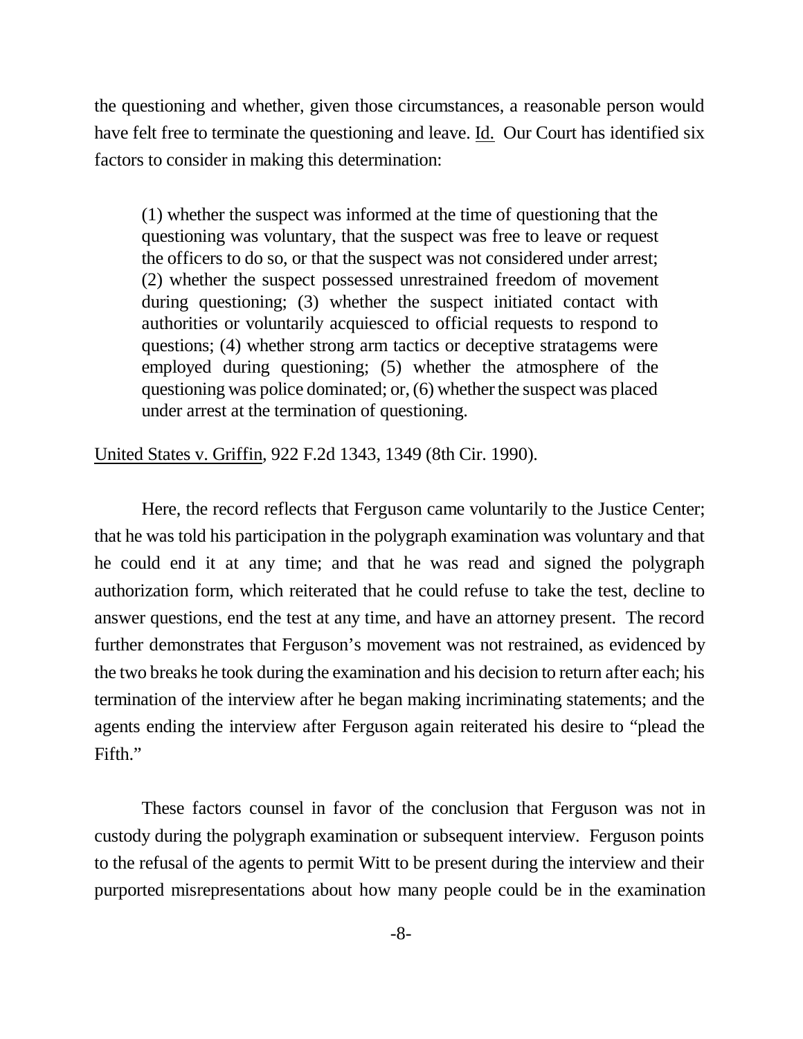the questioning and whether, given those circumstances, a reasonable person would have felt free to terminate the questioning and leave. Id. Our Court has identified six factors to consider in making this determination:

> (1) whether the suspect was informed at the time of questioning that the questioning was voluntary, that the suspect was free to leave or request the officers to do so, or that the suspect was not considered under arrest; (2) whether the suspect possessed unrestrained freedom of movement during questioning; (3) whether the suspect initiated contact with authorities or voluntarily acquiesced to official requests to respond to questions; (4) whether strong arm tactics or deceptive stratagems were employed during questioning; (5) whether the atmosphere of the questioning was police dominated; or, (6) whether the suspect was placed under arrest at the termination of questioning.

United States v. Griffin, 922 F.2d 1343, 1349 (8th Cir. 1990).

Here, the record reflects that Ferguson came voluntarily to the Justice Center; that he was told his participation in the polygraph examination was voluntary and that he could end it at any time; and that he was read and signed the polygraph authorization form, which reiterated that he could refuse to take the test, decline to answer questions, end the test at any time, and have an attorney present. The record further demonstrates that Ferguson's movement was not restrained, as evidenced by the two breaks he took during the examination and his decision to return after each; his termination of the interview after he began making incriminating statements; and the agents ending the interview after Ferguson again reiterated his desire to "plead the Fifth."

These factors counsel in favor of the conclusion that Ferguson was not in custody during the polygraph examination or subsequent interview. Ferguson points to the refusal of the agents to permit Witt to be present during the interview and their purported misrepresentations about how many people could be in the examination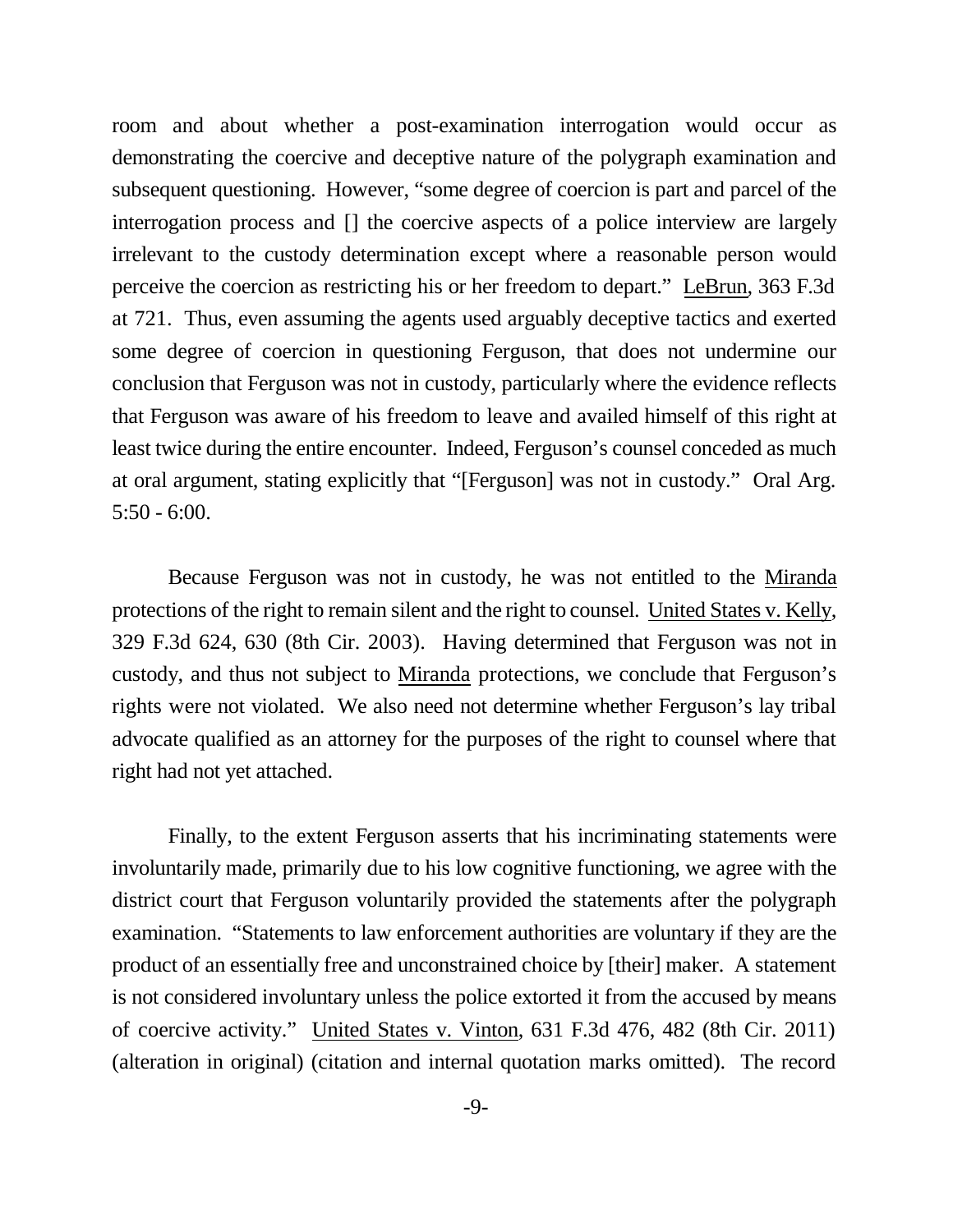room and about whether a post-examination interrogation would occur as demonstrating the coercive and deceptive nature of the polygraph examination and subsequent questioning. However, "some degree of coercion is part and parcel of the interrogation process and [] the coercive aspects of a police interview are largely irrelevant to the custody determination except where a reasonable person would perceive the coercion as restricting his or her freedom to depart." LeBrun, 363 F.3d at 721. Thus, even assuming the agents used arguably deceptive tactics and exerted some degree of coercion in questioning Ferguson, that does not undermine our conclusion that Ferguson was not in custody, particularly where the evidence reflects that Ferguson was aware of his freedom to leave and availed himself of this right at least twice during the entire encounter. Indeed, Ferguson's counsel conceded as much at oral argument, stating explicitly that "[Ferguson] was not in custody." Oral Arg. 5:50 - 6:00.

Because Ferguson was not in custody, he was not entitled to the Miranda protections of the right to remain silent and the right to counsel. United States v. Kelly, 329 F.3d 624, 630 (8th Cir. 2003). Having determined that Ferguson was not in custody, and thus not subject to Miranda protections, we conclude that Ferguson's rights were not violated. We also need not determine whether Ferguson's lay tribal advocate qualified as an attorney for the purposes of the right to counsel where that right had not yet attached.

Finally, to the extent Ferguson asserts that his incriminating statements were involuntarily made, primarily due to his low cognitive functioning, we agree with the district court that Ferguson voluntarily provided the statements after the polygraph examination. "Statements to law enforcement authorities are voluntary if they are the product of an essentially free and unconstrained choice by [their] maker. A statement is not considered involuntary unless the police extorted it from the accused by means of coercive activity." United States v. Vinton, 631 F.3d 476, 482 (8th Cir. 2011) (alteration in original) (citation and internal quotation marks omitted). The record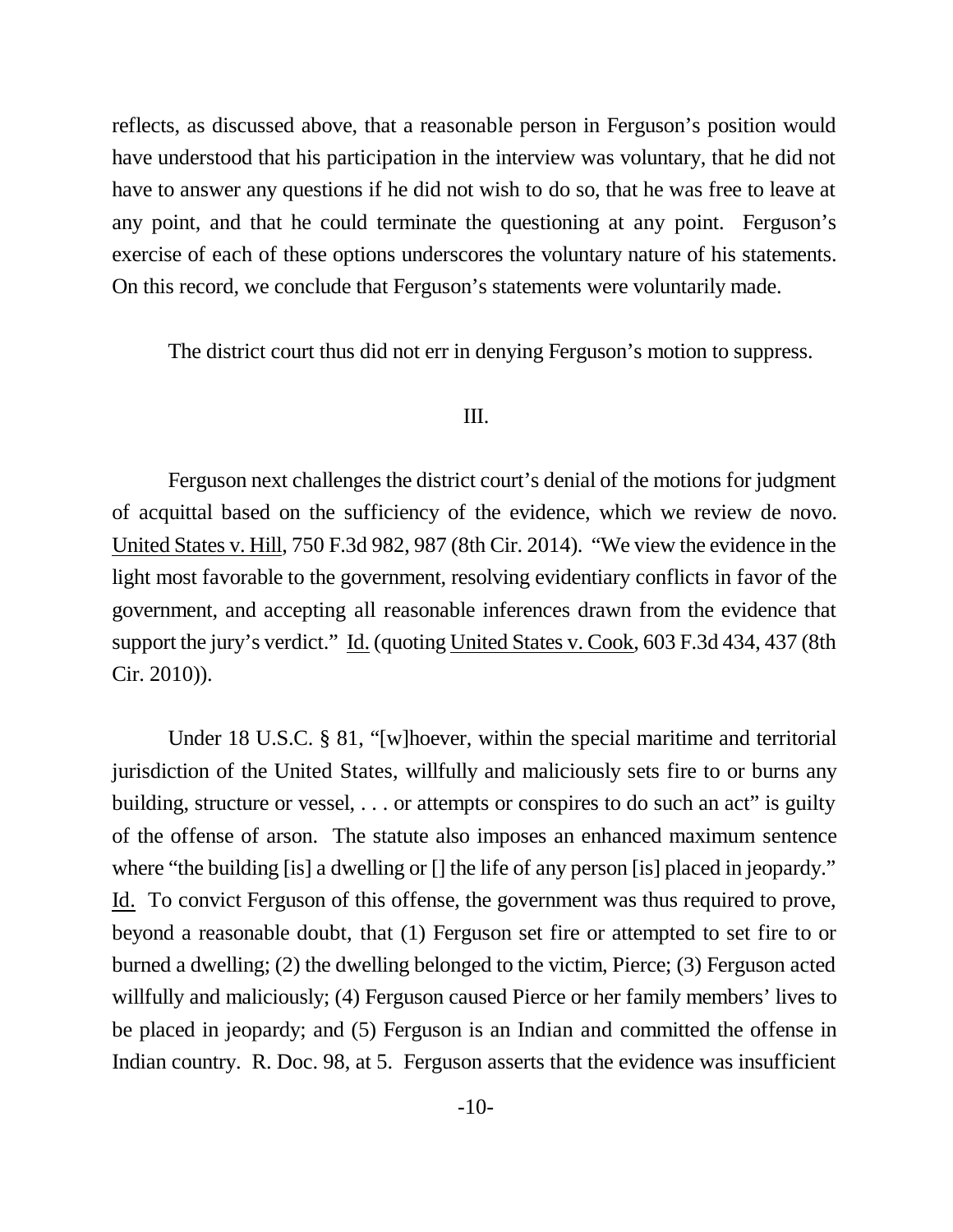reflects, as discussed above, that a reasonable person in Ferguson's position would have understood that his participation in the interview was voluntary, that he did not have to answer any questions if he did not wish to do so, that he was free to leave at any point, and that he could terminate the questioning at any point. Ferguson's exercise of each of these options underscores the voluntary nature of his statements. On this record, we conclude that Ferguson's statements were voluntarily made.

The district court thus did not err in denying Ferguson's motion to suppress.

## III.

Ferguson next challenges the district court's denial of the motions for judgment of acquittal based on the sufficiency of the evidence, which we review de novo. United States v. Hill, 750 F.3d 982, 987 (8th Cir. 2014). "We view the evidence in the light most favorable to the government, resolving evidentiary conflicts in favor of the government, and accepting all reasonable inferences drawn from the evidence that support the jury's verdict." Id. (quoting United States v. Cook, 603 F.3d 434, 437 (8th Cir. 2010)).

Under 18 U.S.C. § 81, "[w]hoever, within the special maritime and territorial jurisdiction of the United States, willfully and maliciously sets fire to or burns any building, structure or vessel, . . . or attempts or conspires to do such an act" is guilty of the offense of arson. The statute also imposes an enhanced maximum sentence where "the building [is] a dwelling or [] the life of any person [is] placed in jeopardy." Id. To convict Ferguson of this offense, the government was thus required to prove, beyond a reasonable doubt, that (1) Ferguson set fire or attempted to set fire to or burned a dwelling; (2) the dwelling belonged to the victim, Pierce; (3) Ferguson acted willfully and maliciously; (4) Ferguson caused Pierce or her family members' lives to be placed in jeopardy; and (5) Ferguson is an Indian and committed the offense in Indian country. R. Doc. 98, at 5. Ferguson asserts that the evidence was insufficient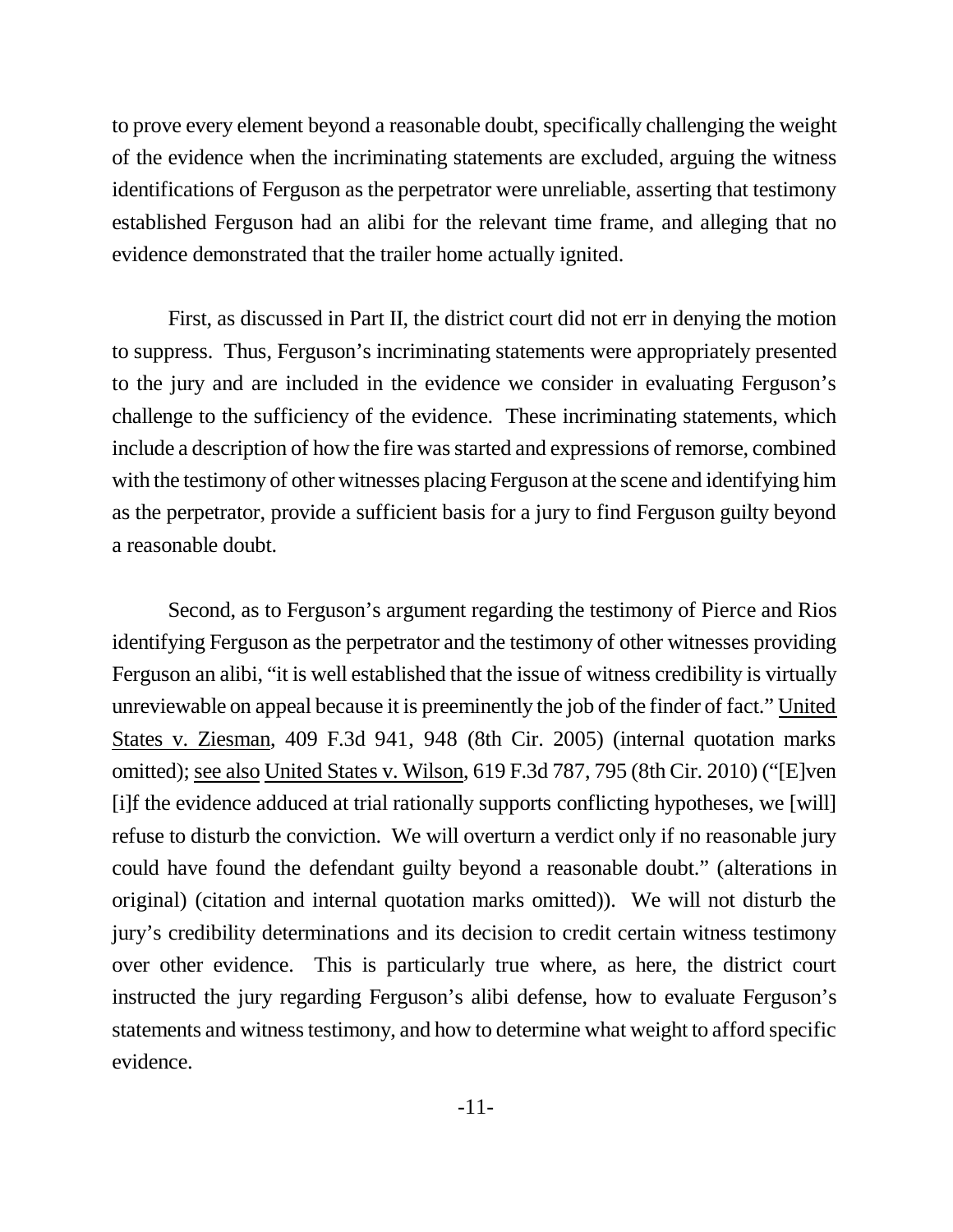to prove every element beyond a reasonable doubt, specifically challenging the weight of the evidence when the incriminating statements are excluded, arguing the witness identifications of Ferguson as the perpetrator were unreliable, asserting that testimony established Ferguson had an alibi for the relevant time frame, and alleging that no evidence demonstrated that the trailer home actually ignited.

First, as discussed in Part II, the district court did not err in denying the motion to suppress. Thus, Ferguson's incriminating statements were appropriately presented to the jury and are included in the evidence we consider in evaluating Ferguson's challenge to the sufficiency of the evidence. These incriminating statements, which include a description of how the fire was started and expressions of remorse, combined with the testimony of other witnesses placing Ferguson at the scene and identifying him as the perpetrator, provide a sufficient basis for a jury to find Ferguson guilty beyond a reasonable doubt.

Second, as to Ferguson's argument regarding the testimony of Pierce and Rios identifying Ferguson as the perpetrator and the testimony of other witnesses providing Ferguson an alibi, "it is well established that the issue of witness credibility is virtually unreviewable on appeal because it is preeminently the job of the finder of fact." United States v. Ziesman, 409 F.3d 941, 948 (8th Cir. 2005) (internal quotation marks omitted); see also United States v. Wilson, 619 F.3d 787, 795 (8th Cir. 2010) ("[E]ven [i]f the evidence adduced at trial rationally supports conflicting hypotheses, we [will] refuse to disturb the conviction. We will overturn a verdict only if no reasonable jury could have found the defendant guilty beyond a reasonable doubt." (alterations in original) (citation and internal quotation marks omitted)). We will not disturb the jury's credibility determinations and its decision to credit certain witness testimony over other evidence. This is particularly true where, as here, the district court instructed the jury regarding Ferguson's alibi defense, how to evaluate Ferguson's statements and witness testimony, and how to determine what weight to afford specific evidence.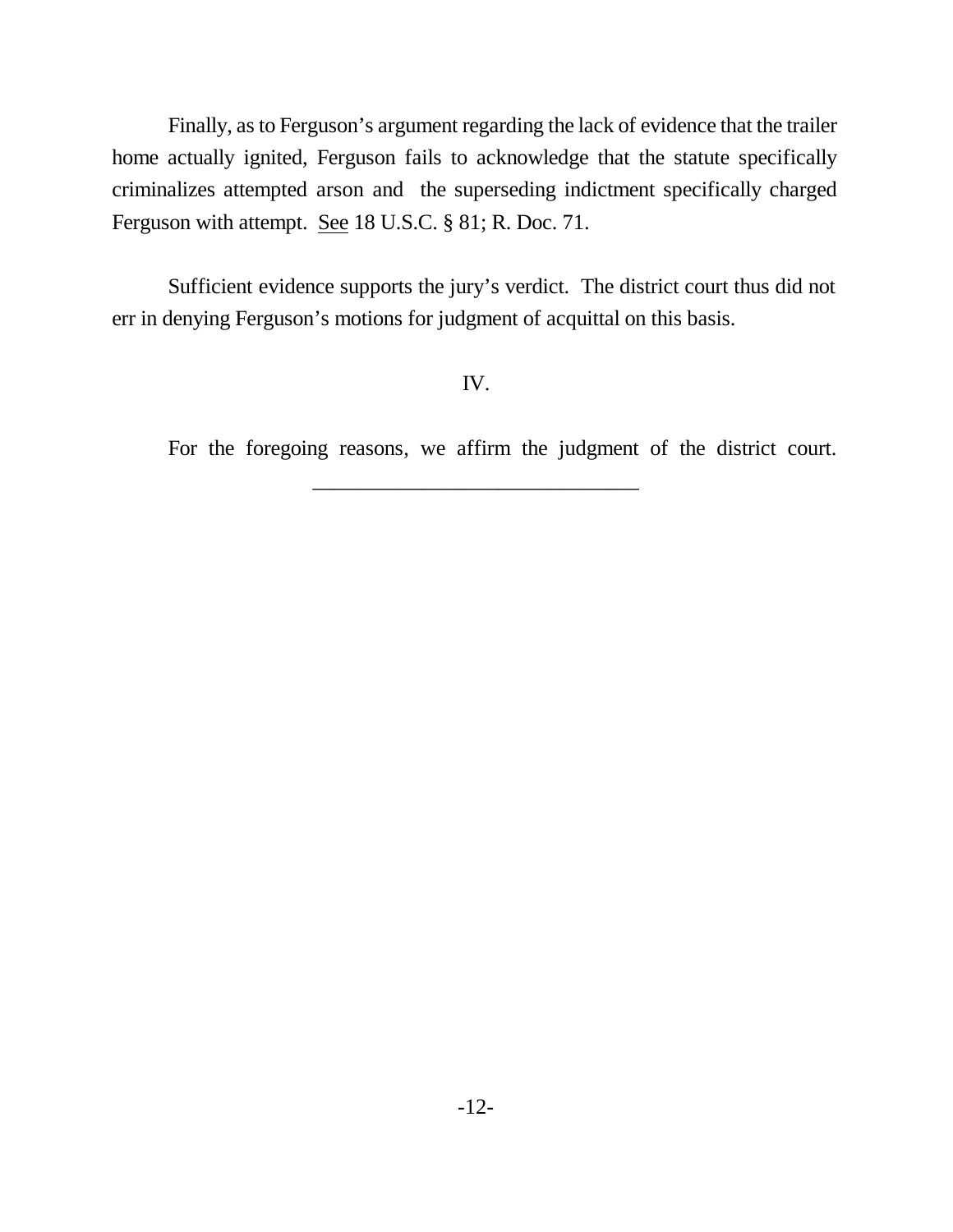Finally, as to Ferguson's argument regarding the lack of evidence that the trailer home actually ignited, Ferguson fails to acknowledge that the statute specifically criminalizes attempted arson and the superseding indictment specifically charged Ferguson with attempt. See 18 U.S.C. § 81; R. Doc. 71.

Sufficient evidence supports the jury's verdict. The district court thus did not err in denying Ferguson's motions for judgment of acquittal on this basis.

IV.

For the foregoing reasons, we affirm the judgment of the district court.

______________________________